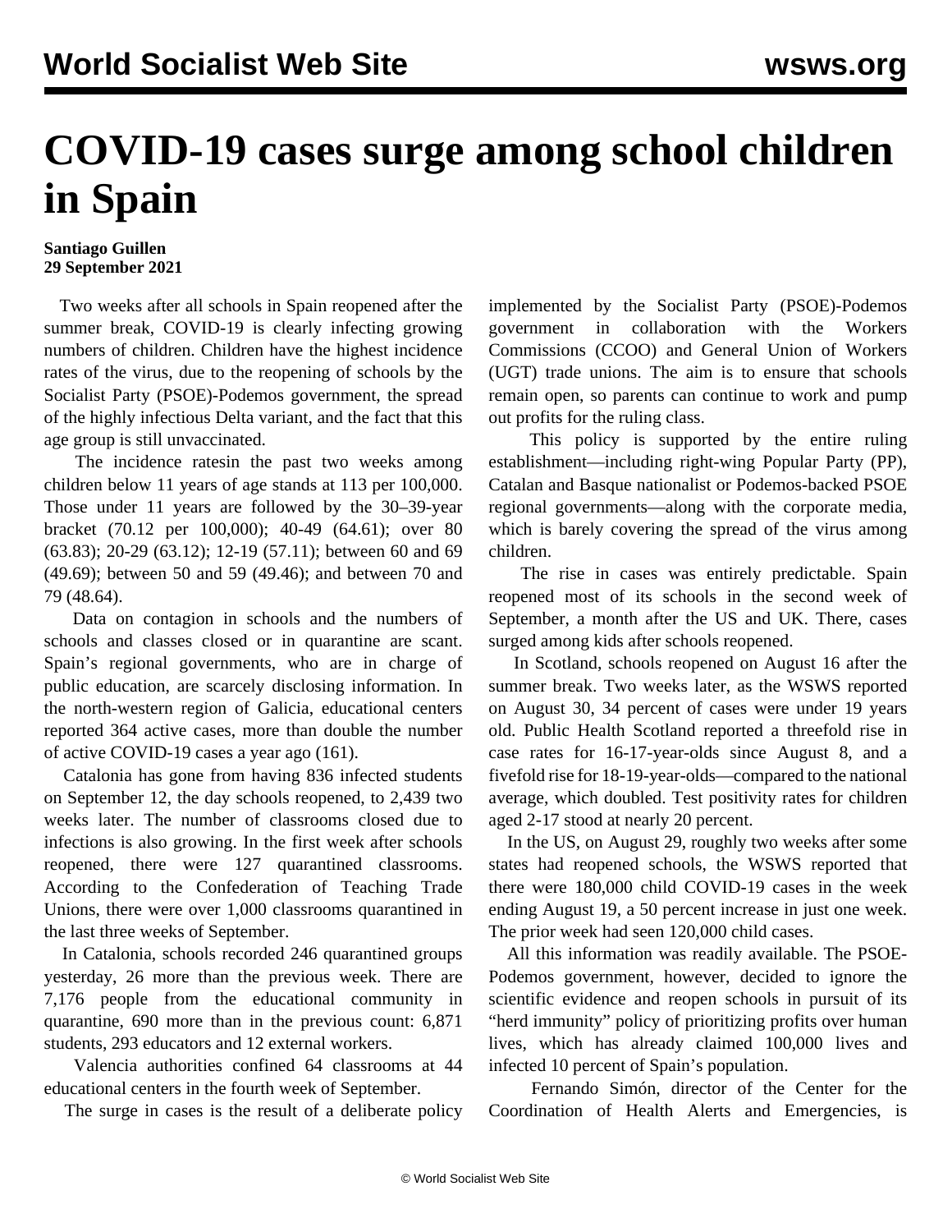# COVID-19 cases surge among school children in Spain

**Santiago Guillen**
**29 September 2021**

Two weeks after all schools in Spain reopened after the summer break, COVID-19 is clearly infecting growing numbers of children. Children have the highest incidence rates of the virus, due to the reopening of schools by the Socialist Party (PSOE)-Podemos government, the spread of the highly infectious Delta variant, and the fact that this age group is still unvaccinated.

The incidence ratesin the past two weeks among children below 11 years of age stands at 113 per 100,000. Those under 11 years are followed by the 30–39-year bracket (70.12 per 100,000); 40-49 (64.61); over 80 (63.83); 20-29 (63.12); 12-19 (57.11); between 60 and 69 (49.69); between 50 and 59 (49.46); and between 70 and 79 (48.64).

Data on contagion in schools and the numbers of schools and classes closed or in quarantine are scant. Spain's regional governments, who are in charge of public education, are scarcely disclosing information. In the north-western region of Galicia, educational centers reported 364 active cases, more than double the number of active COVID-19 cases a year ago (161).

Catalonia has gone from having 836 infected students on September 12, the day schools reopened, to 2,439 two weeks later. The number of classrooms closed due to infections is also growing. In the first week after schools reopened, there were 127 quarantined classrooms. According to the Confederation of Teaching Trade Unions, there were over 1,000 classrooms quarantined in the last three weeks of September.

In Catalonia, schools recorded 246 quarantined groups yesterday, 26 more than the previous week. There are 7,176 people from the educational community in quarantine, 690 more than in the previous count: 6,871 students, 293 educators and 12 external workers.

Valencia authorities confined 64 classrooms at 44 educational centers in the fourth week of September.

The surge in cases is the result of a deliberate policy implemented by the Socialist Party (PSOE)-Podemos government in collaboration with the Workers Commissions (CCOO) and General Union of Workers (UGT) trade unions. The aim is to ensure that schools remain open, so parents can continue to work and pump out profits for the ruling class.

This policy is supported by the entire ruling establishment—including right-wing Popular Party (PP), Catalan and Basque nationalist or Podemos-backed PSOE regional governments—along with the corporate media, which is barely covering the spread of the virus among children.

The rise in cases was entirely predictable. Spain reopened most of its schools in the second week of September, a month after the US and UK. There, cases surged among kids after schools reopened.

In Scotland, schools reopened on August 16 after the summer break. Two weeks later, as the WSWS reported on August 30, 34 percent of cases were under 19 years old. Public Health Scotland reported a threefold rise in case rates for 16-17-year-olds since August 8, and a fivefold rise for 18-19-year-olds—compared to the national average, which doubled. Test positivity rates for children aged 2-17 stood at nearly 20 percent.

In the US, on August 29, roughly two weeks after some states had reopened schools, the WSWS reported that there were 180,000 child COVID-19 cases in the week ending August 19, a 50 percent increase in just one week. The prior week had seen 120,000 child cases.

All this information was readily available. The PSOE-Podemos government, however, decided to ignore the scientific evidence and reopen schools in pursuit of its "herd immunity" policy of prioritizing profits over human lives, which has already claimed 100,000 lives and infected 10 percent of Spain's population.

Fernando Simón, director of the Center for the Coordination of Health Alerts and Emergencies, is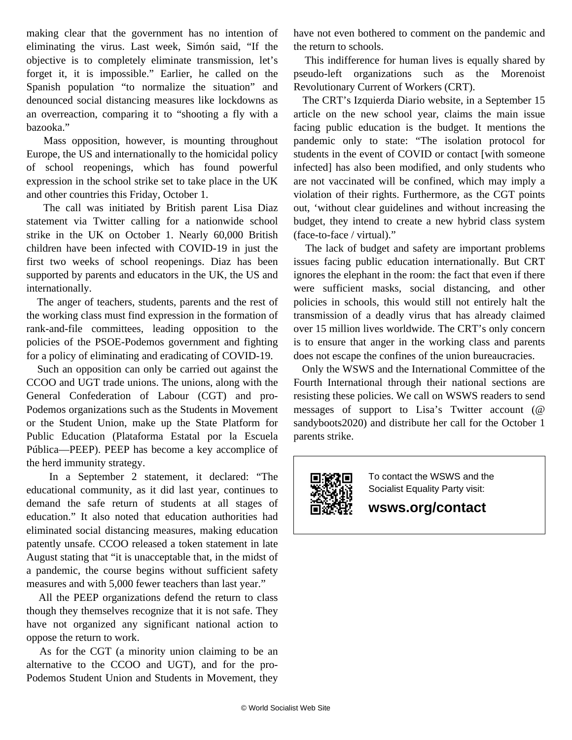making clear that the government has no intention of eliminating the virus. Last week, Simón said, "If the objective is to completely eliminate transmission, let's forget it, it is impossible." Earlier, he called on the Spanish population "to normalize the situation" and denounced social distancing measures like lockdowns as an overreaction, comparing it to "shooting a fly with a bazooka."

Mass opposition, however, is mounting throughout Europe, the US and internationally to the homicidal policy of school reopenings, which has found powerful expression in the school strike set to take place in the UK and other countries this Friday, October 1.

The call was initiated by British parent Lisa Diaz statement via Twitter calling for a nationwide school strike in the UK on October 1. Nearly 60,000 British children have been infected with COVID-19 in just the first two weeks of school reopenings. Diaz has been supported by parents and educators in the UK, the US and internationally.

The anger of teachers, students, parents and the rest of the working class must find expression in the formation of rank-and-file committees, leading opposition to the policies of the PSOE-Podemos government and fighting for a policy of eliminating and eradicating of COVID-19.

Such an opposition can only be carried out against the CCOO and UGT trade unions. The unions, along with the General Confederation of Labour (CGT) and pro-Podemos organizations such as the Students in Movement or the Student Union, make up the State Platform for Public Education (Plataforma Estatal por la Escuela Pública—PEEP). PEEP has become a key accomplice of the herd immunity strategy.

In a September 2 statement, it declared: "The educational community, as it did last year, continues to demand the safe return of students at all stages of education." It also noted that education authorities had eliminated social distancing measures, making education patently unsafe. CCOO released a token statement in late August stating that "it is unacceptable that, in the midst of a pandemic, the course begins without sufficient safety measures and with 5,000 fewer teachers than last year."

All the PEEP organizations defend the return to class though they themselves recognize that it is not safe. They have not organized any significant national action to oppose the return to work.

As for the CGT (a minority union claiming to be an alternative to the CCOO and UGT), and for the pro-Podemos Student Union and Students in Movement, they have not even bothered to comment on the pandemic and the return to schools.

This indifference for human lives is equally shared by pseudo-left organizations such as the Morenoist Revolutionary Current of Workers (CRT).

The CRT's Izquierda Diario website, in a September 15 article on the new school year, claims the main issue facing public education is the budget. It mentions the pandemic only to state: "The isolation protocol for students in the event of COVID or contact [with someone infected] has also been modified, and only students who are not vaccinated will be confined, which may imply a violation of their rights. Furthermore, as the CGT points out, 'without clear guidelines and without increasing the budget, they intend to create a new hybrid class system (face-to-face / virtual).'"

The lack of budget and safety are important problems issues facing public education internationally. But CRT ignores the elephant in the room: the fact that even if there were sufficient masks, social distancing, and other policies in schools, this would still not entirely halt the transmission of a deadly virus that has already claimed over 15 million lives worldwide. The CRT's only concern is to ensure that anger in the working class and parents does not escape the confines of the union bureaucracies.

Only the WSWS and the International Committee of the Fourth International through their national sections are resisting these policies. We call on WSWS readers to send messages of support to Lisa's Twitter account (@ sandyboots2020) and distribute her call for the October 1 parents strike.

To contact the WSWS and the Socialist Equality Party visit:

**wsws.org/contact**